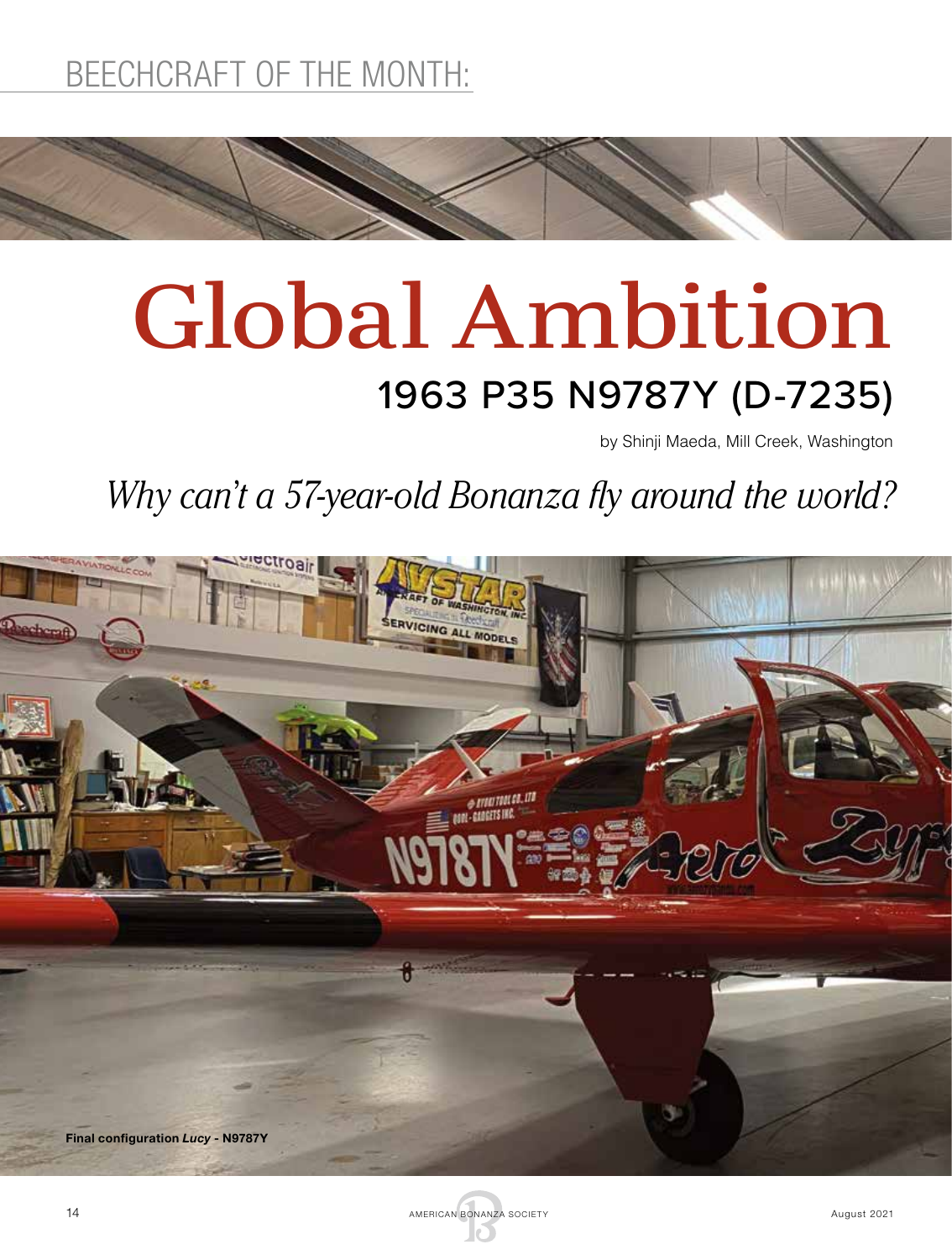BEECHCRAFT OF THE MONTH:

# Global Ambition

## 1963 P35 N9787Y (D-7235)

by Shinji Maeda, Mill Creek, Washington

*Why can't a 57-year-old Bonanza fly around the world?*

**Final configuration *Lucy* - N9787Y**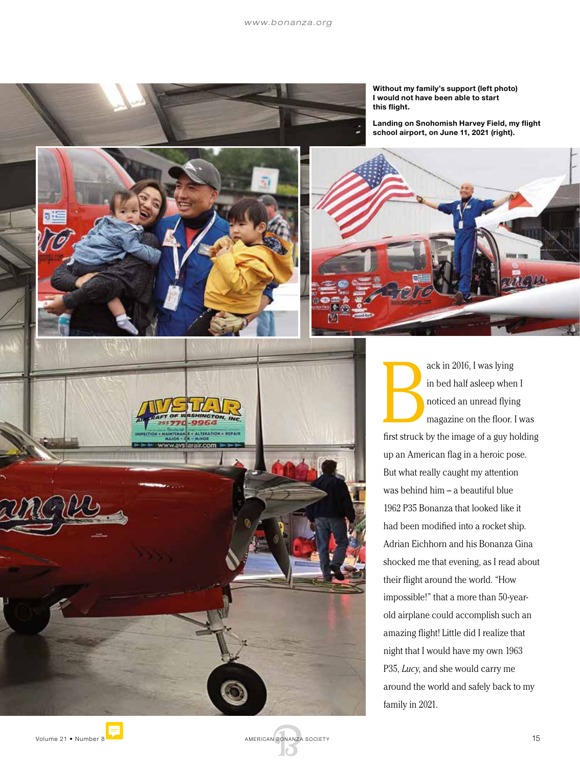**Without my family's support (left photo) I would not have been able to start this flight.**

**Landing on Snohomish Harvey Field, my flight school airport, on June 11, 2021 (right).**

Back in 2016, I was lying in bed half asleep when I noticed an unread flying magazine on the floor. I was first struck by the image of a guy holding up an American flag in a heroic pose. But what really caught my attention was behind him – a beautiful blue 1962 P35 Bonanza that looked like it had been modified into a rocket ship. Adrian Eichhorn and his Bonanza Gina shocked me that evening, as I read about their flight around the world. "How impossible!" that a more than 50-year-old airplane could accomplish such an amazing flight! Little did I realize that night that I would have my own 1963 P35, *Lucy*, and she would carry me around the world and safely back to my family in 2021.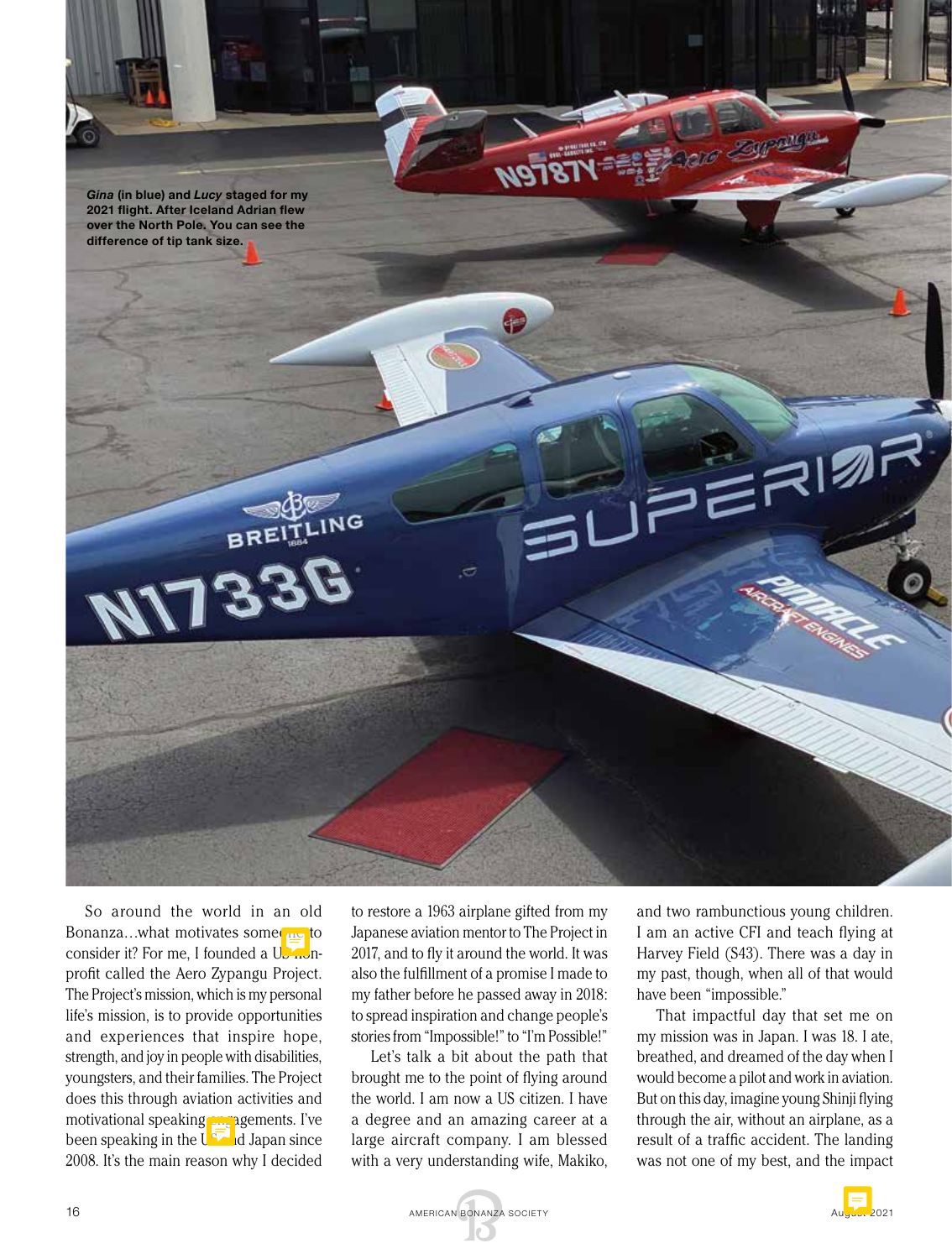***Gina*** **(in blue) and** ***Lucy*** **staged for my 2021 flight. After Iceland Adrian flew over the North Pole. You can see the difference of tip tank size.**

So around the world in an old Bonanza…what motivates someone to consider it? For me, I founded a US non-profit called the Aero Zypangu Project. The Project's mission, which is my personal life's mission, is to provide opportunities and experiences that inspire hope, strength, and joy in people with disabilities, youngsters, and their families. The Project does this through aviation activities and motivational speaking engagements. I've been speaking in the US and Japan since 2008. It's the main reason why I decided to restore a 1963 airplane gifted from my Japanese aviation mentor to The Project in 2017, and to fly it around the world. It was also the fulfillment of a promise I made to my father before he passed away in 2018: to spread inspiration and change people's stories from "Impossible!" to "I'm Possible!"

Let's talk a bit about the path that brought me to the point of flying around the world. I am now a US citizen. I have a degree and an amazing career at a large aircraft company. I am blessed with a very understanding wife, Makiko, and two rambunctious young children. I am an active CFI and teach flying at Harvey Field (S43). There was a day in my past, though, when all of that would have been "impossible."

That impactful day that set me on my mission was in Japan. I was 18. I ate, breathed, and dreamed of the day when I would become a pilot and work in aviation. But on this day, imagine young Shinji flying through the air, without an airplane, as a result of a traffic accident. The landing was not one of my best, and the impact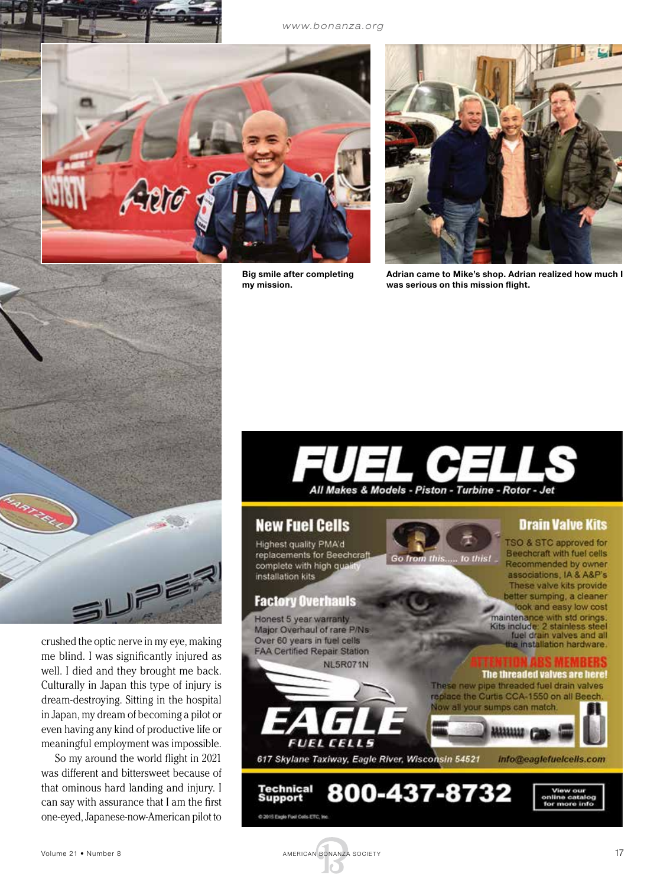Big smile after completing my mission.

Adrian came to Mike's shop. Adrian realized how much I was serious on this mission flight.

crushed the optic nerve in my eye, making me blind. I was significantly injured as well. I died and they brought me back. Culturally in Japan this type of injury is dream-destroying. Sitting in the hospital in Japan, my dream of becoming a pilot or even having any kind of productive life or meaningful employment was impossible.

So my around the world flight in 2021 was different and bittersweet because of that ominous hard landing and injury. I can say with assurance that I am the first one-eyed, Japanese-now-American pilot to

# FUEL CELLS

All Makes & Models - Piston - Turbine - Rotor - Jet

## New Fuel Cells

Highest quality PMA'd replacements for Beechcraft complete with high quality installation kits

Go from this..... to this!

## Drain Valve Kits

TSO & STC approved for Beechcraft with fuel cells Recommended by owner associations, IA & A&P's These valve kits provide better sumping, a cleaner look and easy low cost maintenance with std orings. Kits include: 2 stainless steel fuel drain valves and all the installation hardware.

## Factory Overhauls

Honest 5 year warranty
Major Overhaul of rare P/Ns
Over 60 years in fuel cells
FAA Certified Repair Station
NL5R071N

**ATTENTION ABS MEMBERS**
**The threaded valves are here!**

These new pipe threaded fuel drain valves replace the Curtis CCA-1550 on all Beech. Now all your sumps can match.

EAGLE FUEL CELLS

617 Skylane Taxiway, Eagle River, Wisconsin 54521 info@eaglefuelcells.com

Technical Support 800-437-8732

View our online catalog for more info

© 2015 Eagle Fuel Cells-ETC, Inc.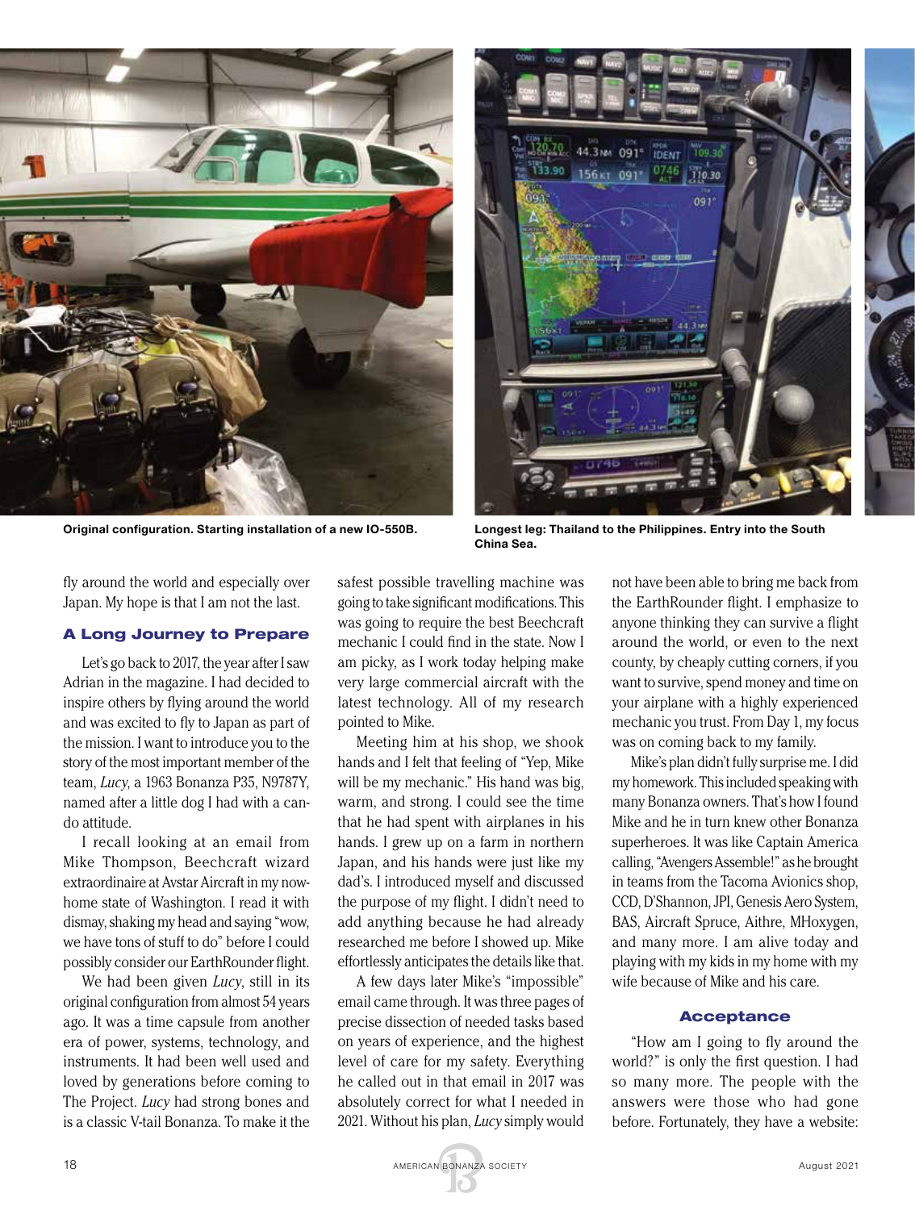Original configuration. Starting installation of a new IO-550B.

Longest leg: Thailand to the Philippines. Entry into the South China Sea.

fly around the world and especially over Japan. My hope is that I am not the last.

### A Long Journey to Prepare

Let's go back to 2017, the year after I saw Adrian in the magazine. I had decided to inspire others by flying around the world and was excited to fly to Japan as part of the mission. I want to introduce you to the story of the most important member of the team, *Lucy*, a 1963 Bonanza P35, N9787Y, named after a little dog I had with a can-do attitude.

I recall looking at an email from Mike Thompson, Beechcraft wizard extraordinaire at Avstar Aircraft in my now-home state of Washington. I read it with dismay, shaking my head and saying "wow, we have tons of stuff to do" before I could possibly consider our EarthRounder flight.

We had been given *Lucy*, still in its original configuration from almost 54 years ago. It was a time capsule from another era of power, systems, technology, and instruments. It had been well used and loved by generations before coming to The Project. *Lucy* had strong bones and is a classic V-tail Bonanza. To make it the safest possible travelling machine was going to take significant modifications. This was going to require the best Beechcraft mechanic I could find in the state. Now I am picky, as I work today helping make very large commercial aircraft with the latest technology. All of my research pointed to Mike.

Meeting him at his shop, we shook hands and I felt that feeling of "Yep, Mike will be my mechanic." His hand was big, warm, and strong. I could see the time that he had spent with airplanes in his hands. I grew up on a farm in northern Japan, and his hands were just like my dad's. I introduced myself and discussed the purpose of my flight. I didn't need to add anything because he had already researched me before I showed up. Mike effortlessly anticipates the details like that.

A few days later Mike's "impossible" email came through. It was three pages of precise dissection of needed tasks based on years of experience, and the highest level of care for my safety. Everything he called out in that email in 2017 was absolutely correct for what I needed in 2021. Without his plan, *Lucy* simply would not have been able to bring me back from the EarthRounder flight. I emphasize to anyone thinking they can survive a flight around the world, or even to the next county, by cheaply cutting corners, if you want to survive, spend money and time on your airplane with a highly experienced mechanic you trust. From Day 1, my focus was on coming back to my family.

Mike's plan didn't fully surprise me. I did my homework. This included speaking with many Bonanza owners. That's how I found Mike and he in turn knew other Bonanza superheroes. It was like Captain America calling, "Avengers Assemble!" as he brought in teams from the Tacoma Avionics shop, CCD, D'Shannon, JPI, Genesis Aero System, BAS, Aircraft Spruce, Aithre, MHoxygen, and many more. I am alive today and playing with my kids in my home with my wife because of Mike and his care.

### Acceptance

"How am I going to fly around the world?" is only the first question. I had so many more. The people with the answers were those who had gone before. Fortunately, they have a website: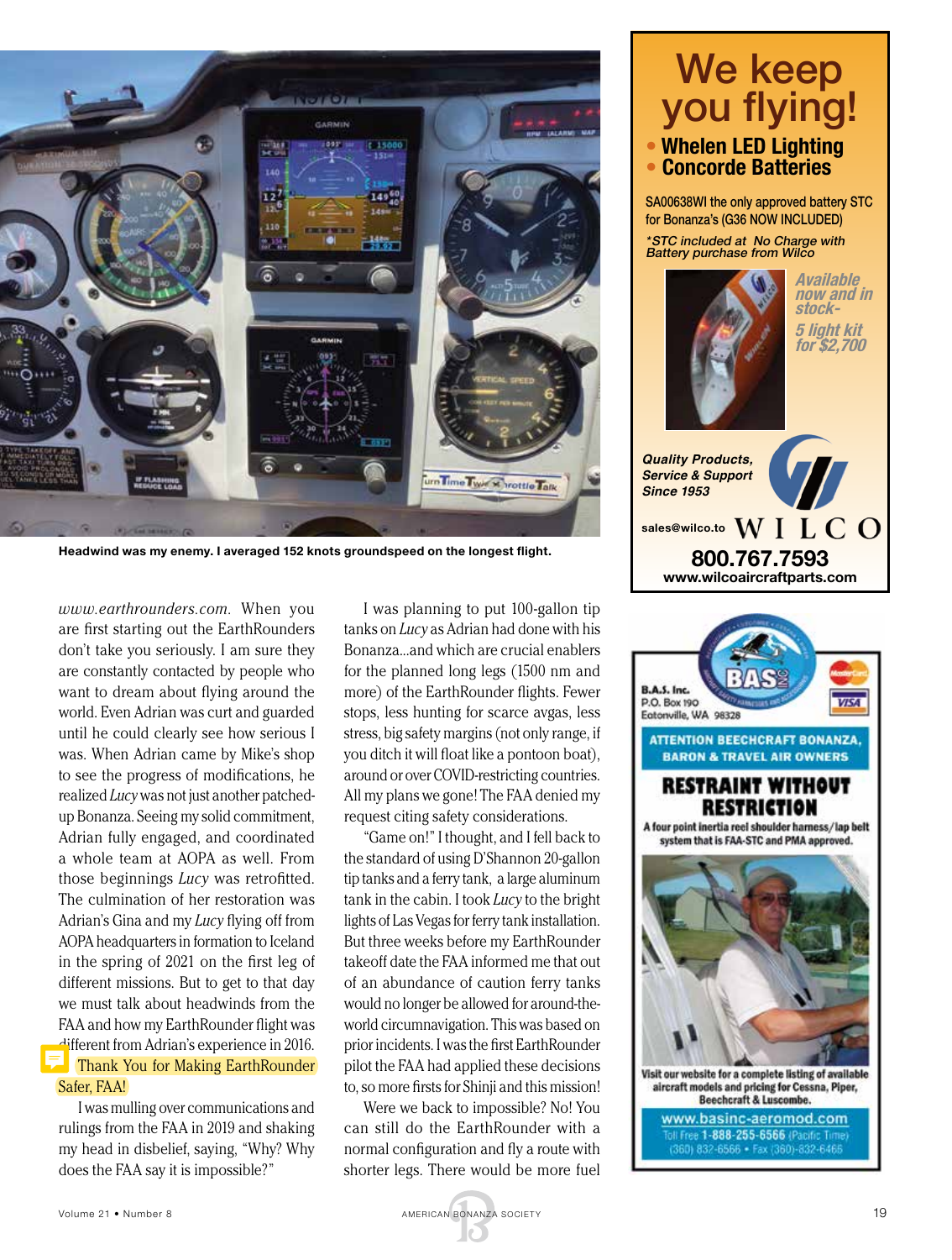Headwind was my enemy. I averaged 152 knots groundspeed on the longest flight.

*www.earthrounders.com*. When you are first starting out the EarthRounders don't take you seriously. I am sure they are constantly contacted by people who want to dream about flying around the world. Even Adrian was curt and guarded until he could clearly see how serious I was. When Adrian came by Mike's shop to see the progress of modifications, he realized *Lucy* was not just another patched-up Bonanza. Seeing my solid commitment, Adrian fully engaged, and coordinated a whole team at AOPA as well. From those beginnings *Lucy* was retrofitted. The culmination of her restoration was Adrian's Gina and my *Lucy* flying off from AOPA headquarters in formation to Iceland in the spring of 2021 on the first leg of different missions. But to get to that day we must talk about headwinds from the FAA and how my EarthRounder flight was different from Adrian's experience in 2016.

## Thank You for Making EarthRounder Safer, FAA!

I was mulling over communications and rulings from the FAA in 2019 and shaking my head in disbelief, saying, "Why? Why does the FAA say it is impossible?"

I was planning to put 100-gallon tip tanks on *Lucy* as Adrian had done with his Bonanza...and which are crucial enablers for the planned long legs (1500 nm and more) of the EarthRounder flights. Fewer stops, less hunting for scarce avgas, less stress, big safety margins (not only range, if you ditch it will float like a pontoon boat), around or over COVID-restricting countries. All my plans we gone! The FAA denied my request citing safety considerations.

"Game on!" I thought, and I fell back to the standard of using D'Shannon 20-gallon tip tanks and a ferry tank, a large aluminum tank in the cabin. I took *Lucy* to the bright lights of Las Vegas for ferry tank installation. But three weeks before my EarthRounder takeoff date the FAA informed me that out of an abundance of caution ferry tanks would no longer be allowed for around-the-world circumnavigation. This was based on prior incidents. I was the first EarthRounder pilot the FAA had applied these decisions to, so more firsts for Shinji and this mission!

Were we back to impossible? No! You can still do the EarthRounder with a normal configuration and fly a route with shorter legs. There would be more fuel

---

# We keep you flying!

- **Whelen LED Lighting**
- **Concorde Batteries**

SA00638WI the only approved battery STC for Bonanza's (G36 NOW INCLUDED)

*\*STC included at No Charge with Battery purchase from Wilco*

*Available now and in stock-*

*5 light kit for $2,700*

*Quality Products, Service & Support Since 1953*

sales@wilco.to **WILCO**

**800.767.7593**

**www.wilcoaircraftparts.com**

---

B.A.S. Inc.
P.O. Box 190
Eatonville, WA 98328

**ATTENTION BEECHCRAFT BONANZA, BARON & TRAVEL AIR OWNERS**

**RESTRAINT WITHOUT RESTRICTION**

A four point inertia reel shoulder harness/lap belt system that is FAA-STC and PMA approved.

Visit our website for a complete listing of available aircraft models and pricing for Cessna, Piper, Beechcraft & Luscombe.

www.basinc-aeromod.com
Toll Free 1-888-255-6566 (Pacific Time)
(360) 832-6566 • Fax (360)-832-6465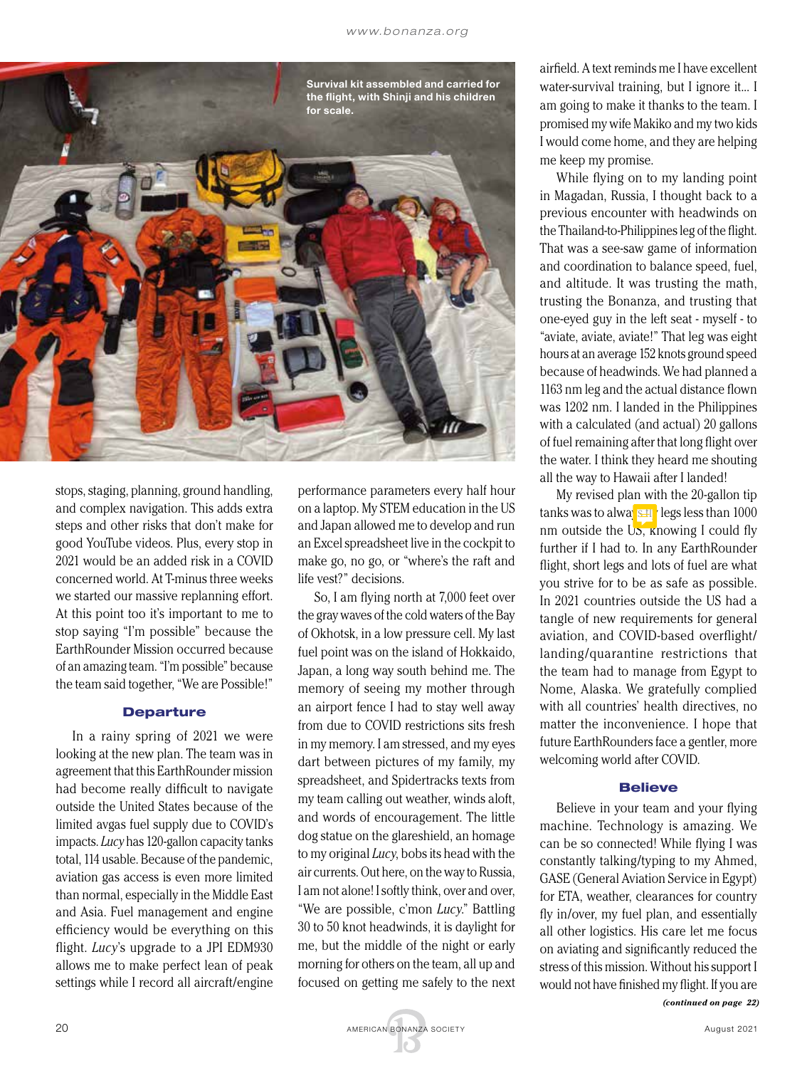Survival kit assembled and carried for the flight, with Shinji and his children for scale.

stops, staging, planning, ground handling, and complex navigation. This adds extra steps and other risks that don't make for good YouTube videos. Plus, every stop in 2021 would be an added risk in a COVID concerned world. At T-minus three weeks we started our massive replanning effort. At this point too it's important to me to stop saying "I'm possible" because the EarthRounder Mission occurred because of an amazing team. "I'm possible" because the team said together, "We are Possible!"

### Departure

In a rainy spring of 2021 we were looking at the new plan. The team was in agreement that this EarthRounder mission had become really difficult to navigate outside the United States because of the limited avgas fuel supply due to COVID's impacts. *Lucy* has 120-gallon capacity tanks total, 114 usable. Because of the pandemic, aviation gas access is even more limited than normal, especially in the Middle East and Asia. Fuel management and engine efficiency would be everything on this flight. *Lucy*'s upgrade to a JPI EDM930 allows me to make perfect lean of peak settings while I record all aircraft/engine performance parameters every half hour on a laptop. My STEM education in the US and Japan allowed me to develop and run an Excel spreadsheet live in the cockpit to make go, no go, or "where's the raft and life vest?" decisions.

So, I am flying north at 7,000 feet over the gray waves of the cold waters of the Bay of Okhotsk, in a low pressure cell. My last fuel point was on the island of Hokkaido, Japan, a long way south behind me. The memory of seeing my mother through an airport fence I had to stay well away from due to COVID restrictions sits fresh in my memory. I am stressed, and my eyes dart between pictures of my family, my spreadsheet, and Spidertracks texts from my team calling out weather, winds aloft, and words of encouragement. The little dog statue on the glareshield, an homage to my original *Lucy*, bobs its head with the air currents. Out here, on the way to Russia, I am not alone! I softly think, over and over, "We are possible, c'mon *Lucy*." Battling 30 to 50 knot headwinds, it is daylight for me, but the middle of the night or early morning for others on the team, all up and focused on getting me safely to the next airfield. A text reminds me I have excellent water-survival training, but I ignore it... I am going to make it thanks to the team. I promised my wife Makiko and my two kids I would come home, and they are helping me keep my promise.

While flying on to my landing point in Magadan, Russia, I thought back to a previous encounter with headwinds on the Thailand-to-Philippines leg of the flight. That was a see-saw game of information and coordination to balance speed, fuel, and altitude. It was trusting the math, trusting the Bonanza, and trusting that one-eyed guy in the left seat - myself - to "aviate, aviate, aviate!" That leg was eight hours at an average 152 knots ground speed because of headwinds. We had planned a 1163 nm leg and the actual distance flown was 1202 nm. I landed in the Philippines with a calculated (and actual) 20 gallons of fuel remaining after that long flight over the water. I think they heard me shouting all the way to Hawaii after I landed!

My revised plan with the 20-gallon tip tanks was to always fly legs less than 1000 nm outside the US, knowing I could fly further if I had to. In any EarthRounder flight, short legs and lots of fuel are what you strive for to be as safe as possible. In 2021 countries outside the US had a tangle of new requirements for general aviation, and COVID-based overflight/landing/quarantine restrictions that the team had to manage from Egypt to Nome, Alaska. We gratefully complied with all countries' health directives, no matter the inconvenience. I hope that future EarthRounders face a gentler, more welcoming world after COVID.

### Believe

Believe in your team and your flying machine. Technology is amazing. We can be so connected! While flying I was constantly talking/typing to my Ahmed, GASE (General Aviation Service in Egypt) for ETA, weather, clearances for country fly in/over, my fuel plan, and essentially all other logistics. His care let me focus on aviating and significantly reduced the stress of this mission. Without his support I would not have finished my flight. If you are

***(continued on page 22)***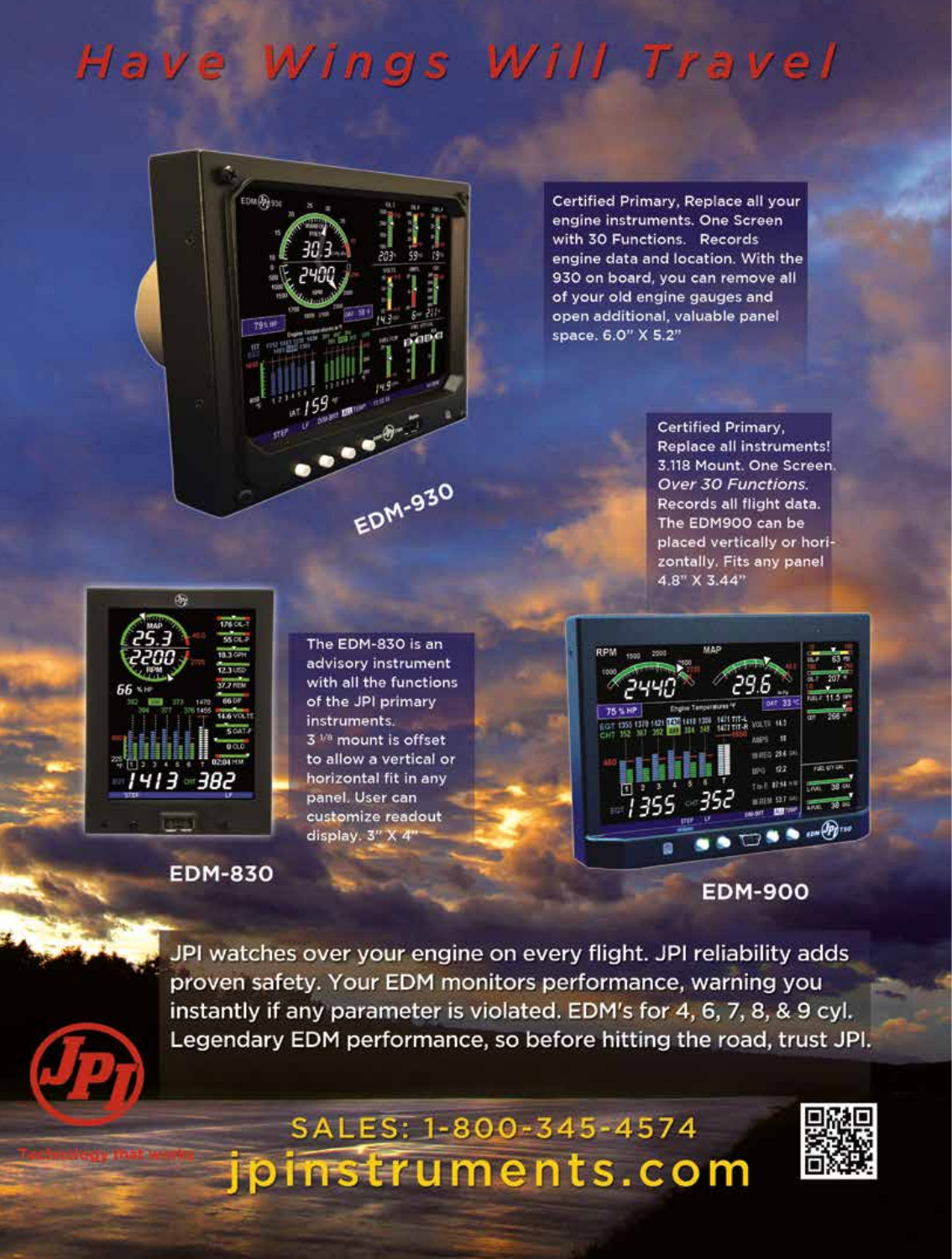# Have Wings Will Travel

Certified Primary, Replace all your engine instruments. One Screen with 30 Functions. Records engine data and location. With the 930 on board, you can remove all of your old engine gauges and open additional, valuable panel space. 6.0" X 5.2"

**EDM-930**

Certified Primary, Replace all instruments! 3.118 Mount. One Screen. *Over 30 Functions.* Records all flight data. The EDM900 can be placed vertically or horizontally. Fits any panel 4.8" X 3.44"

The EDM-830 is an advisory instrument with all the functions of the JPI primary instruments. 3 1/8 mount is offset to allow a vertical or horizontal fit in any panel. User can customize readout display. 3" X 4"

**EDM-830**

**EDM-900**

JPI watches over your engine on every flight. JPI reliability adds proven safety. Your EDM monitors performance, warning you instantly if any parameter is violated. EDM's for 4, 6, 7, 8, & 9 cyl. Legendary EDM performance, so before hitting the road, trust JPI.

Technology that works

SALES: 1-800-345-4574

jpinstruments.com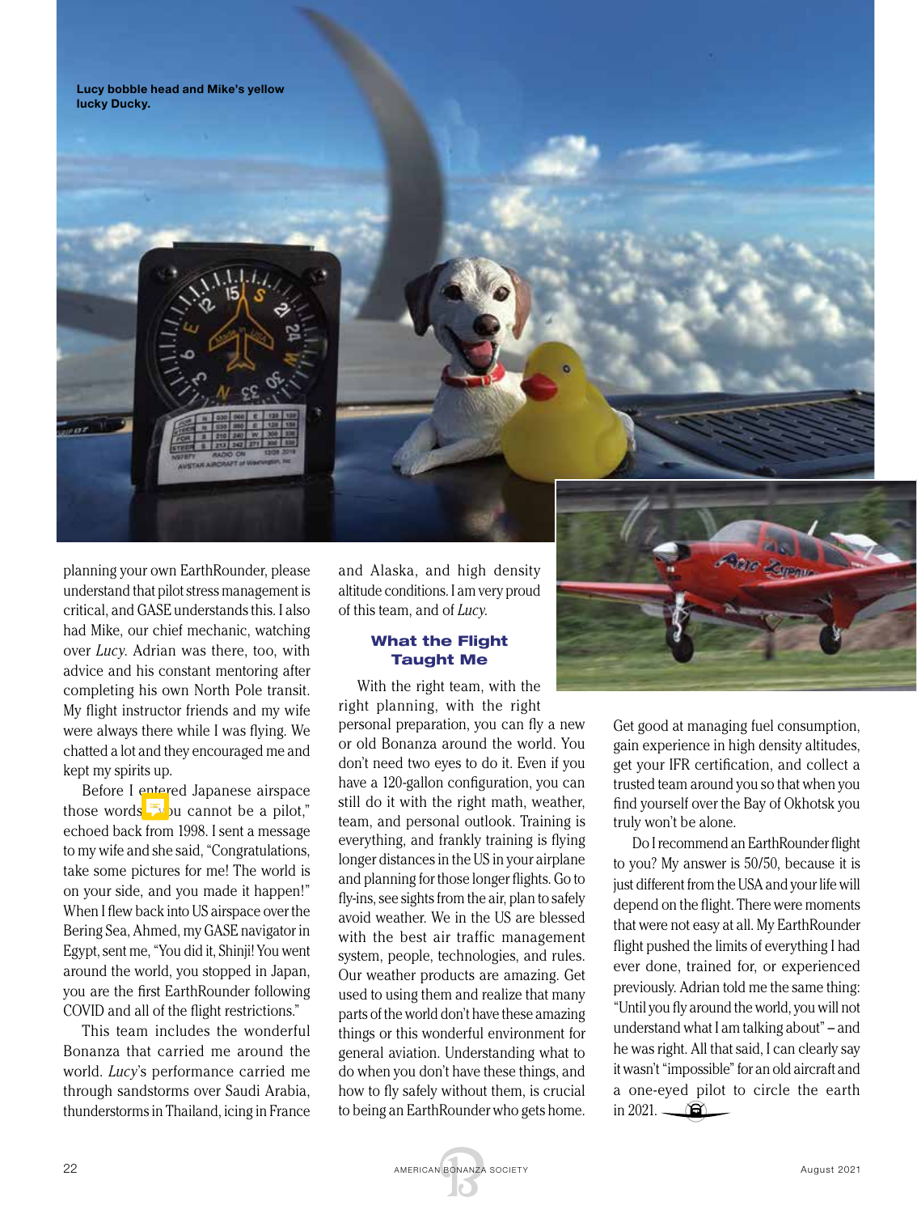Lucy bobble head and Mike's yellow lucky Ducky.

planning your own EarthRounder, please understand that pilot stress management is critical, and GASE understands this. I also had Mike, our chief mechanic, watching over *Lucy*. Adrian was there, too, with advice and his constant mentoring after completing his own North Pole transit. My flight instructor friends and my wife were always there while I was flying. We chatted a lot and they encouraged me and kept my spirits up.

Before I entered Japanese airspace those words "You cannot be a pilot," echoed back from 1998. I sent a message to my wife and she said, "Congratulations, take some pictures for me! The world is on your side, and you made it happen!" When I flew back into US airspace over the Bering Sea, Ahmed, my GASE navigator in Egypt, sent me, "You did it, Shinji! You went around the world, you stopped in Japan, you are the first EarthRounder following COVID and all of the flight restrictions."

This team includes the wonderful Bonanza that carried me around the world. *Lucy*'s performance carried me through sandstorms over Saudi Arabia, thunderstorms in Thailand, icing in France and Alaska, and high density altitude conditions. I am very proud of this team, and of *Lucy*.

## What the Flight Taught Me

With the right team, with the right planning, with the right personal preparation, you can fly a new or old Bonanza around the world. You don't need two eyes to do it. Even if you have a 120-gallon configuration, you can still do it with the right math, weather, team, and personal outlook. Training is everything, and frankly training is flying longer distances in the US in your airplane and planning for those longer flights. Go to fly-ins, see sights from the air, plan to safely avoid weather. We in the US are blessed with the best air traffic management system, people, technologies, and rules. Our weather products are amazing. Get used to using them and realize that many parts of the world don't have these amazing things or this wonderful environment for general aviation. Understanding what to do when you don't have these things, and how to fly safely without them, is crucial to being an EarthRounder who gets home.

Get good at managing fuel consumption, gain experience in high density altitudes, get your IFR certification, and collect a trusted team around you so that when you find yourself over the Bay of Okhotsk you truly won't be alone.

Do I recommend an EarthRounder flight to you? My answer is 50/50, because it is just different from the USA and your life will depend on the flight. There were moments that were not easy at all. My EarthRounder flight pushed the limits of everything I had ever done, trained for, or experienced previously. Adrian told me the same thing: "Until you fly around the world, you will not understand what I am talking about" – and he was right. All that said, I can clearly say it wasn't "impossible" for an old aircraft and a one-eyed pilot to circle the earth in 2021.